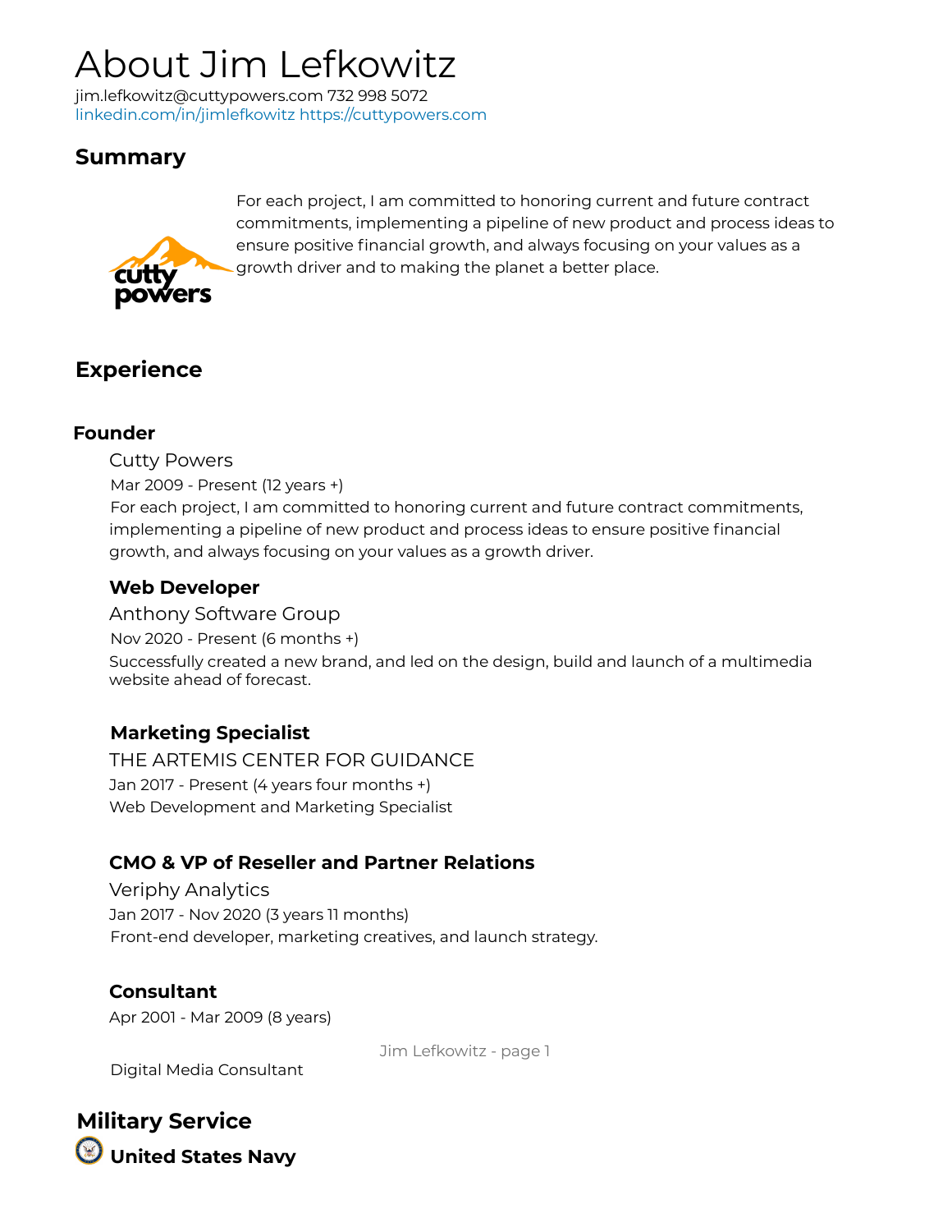# About Jim Lefkowitz

jim.lefkowitz@cuttypowers.com 732 998 5072
linkedin.com/in/jimlefkowitz https://cuttypowers.com

## Summary

For each project, I am committed to honoring current and future contract commitments, implementing a pipeline of new product and process ideas to ensure positive financial growth, and always focusing on your values as a growth driver and to making the planet a better place.

## Experience

### Founder

Cutty Powers
Mar 2009 - Present (12 years +)
For each project, I am committed to honoring current and future contract commitments, implementing a pipeline of new product and process ideas to ensure positive financial growth, and always focusing on your values as a growth driver.

### Web Developer

Anthony Software Group
Nov 2020 - Present (6 months +)
Successfully created a new brand, and led on the design, build and launch of a multimedia website ahead of forecast.

### Marketing Specialist

THE ARTEMIS CENTER FOR GUIDANCE
Jan 2017 - Present (4 years four months +)
Web Development and Marketing Specialist

### CMO & VP of Reseller and Partner Relations

Veriphy Analytics
Jan 2017 - Nov 2020 (3 years 11 months)
Front-end developer, marketing creatives, and launch strategy.

### Consultant

Apr 2001 - Mar 2009 (8 years)

Digital Media Consultant

## Military Service

### United States Navy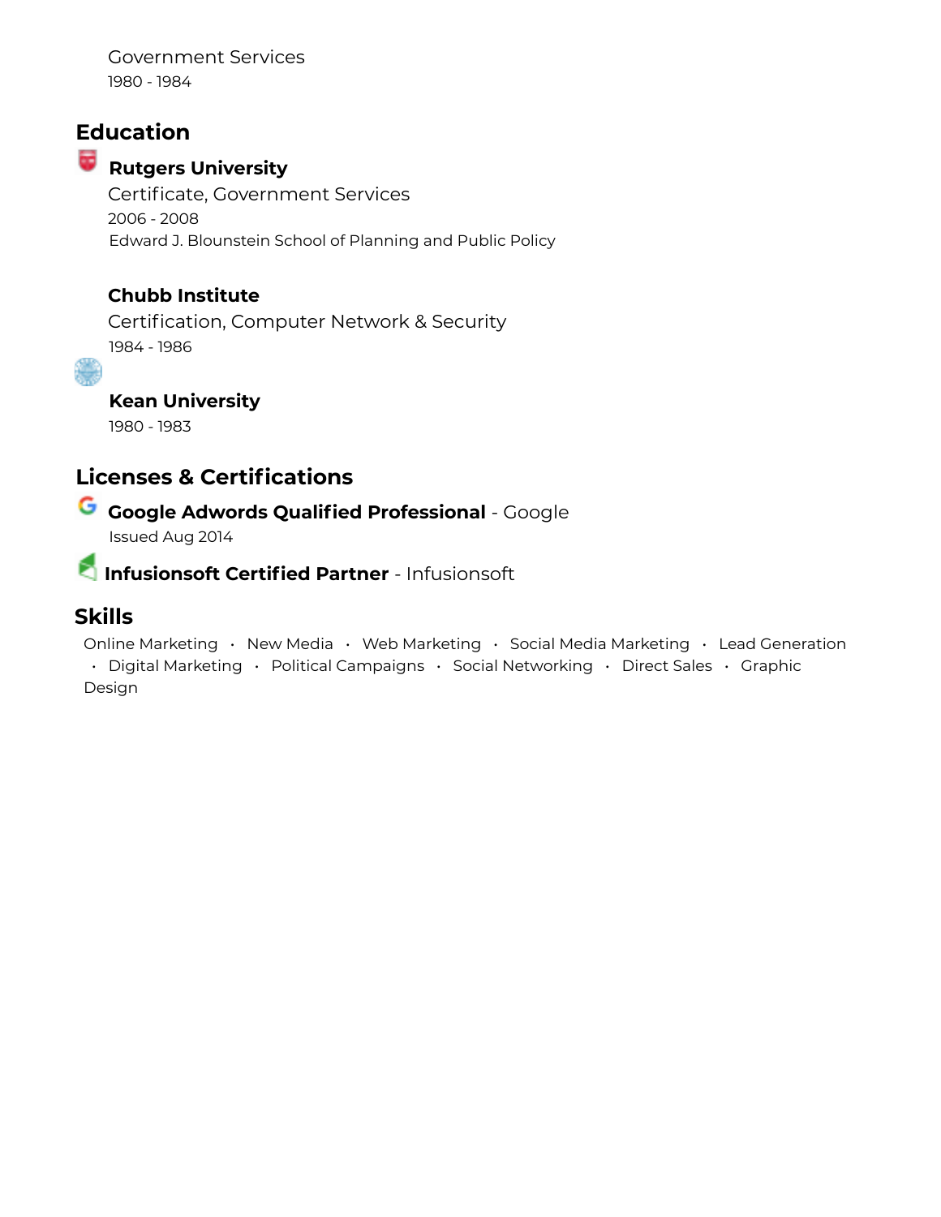Government Services
1980 - 1984

## Education

### Rutgers University
Certificate, Government Services
2006 - 2008
Edward J. Blounstein School of Planning and Public Policy

### Chubb Institute
Certification, Computer Network & Security
1984 - 1986

### Kean University
1980 - 1983

## Licenses & Certifications

**Google Adwords Qualified Professional** - Google
Issued Aug 2014

**Infusionsoft Certified Partner** - Infusionsoft

## Skills

Online Marketing • New Media • Web Marketing • Social Media Marketing • Lead Generation • Digital Marketing • Political Campaigns • Social Networking • Direct Sales • Graphic Design